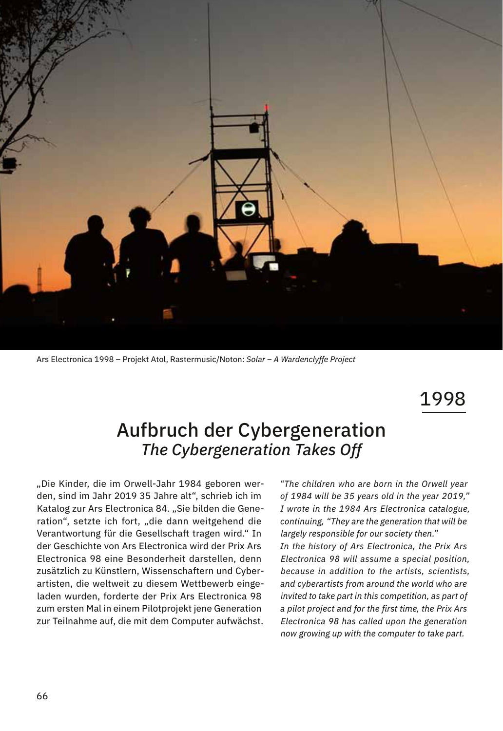Ars Electronica 1998 – Projekt Atol, Rastermusic/Noton: *Solar – A Wardenclyffe Project*

1998

# Aufbruch der Cybergeneration
## *The Cybergeneration Takes Off*

„Die Kinder, die im Orwell-Jahr 1984 geboren werden, sind im Jahr 2019 35 Jahre alt", schrieb ich im Katalog zur Ars Electronica 84. „Sie bilden die Generation", setzte ich fort, „die dann weitgehend die Verantwortung für die Gesellschaft tragen wird." In der Geschichte von Ars Electronica wird der Prix Ars Electronica 98 eine Besonderheit darstellen, denn zusätzlich zu Künstlern, Wissenschaftern und Cyberartisten, die weltweit zu diesem Wettbewerb eingeladen wurden, forderte der Prix Ars Electronica 98 zum ersten Mal in einem Pilotprojekt jene Generation zur Teilnahme auf, die mit dem Computer aufwächst.

*"The children who are born in the Orwell year of 1984 will be 35 years old in the year 2019," I wrote in the 1984 Ars Electronica catalogue, continuing, "They are the generation that will be largely responsible for our society then."*
*In the history of Ars Electronica, the Prix Ars Electronica 98 will assume a special position, because in addition to the artists, scientists, and cyberartists from around the world who are invited to take part in this competition, as part of a pilot project and for the first time, the Prix Ars Electronica 98 has called upon the generation now growing up with the computer to take part.*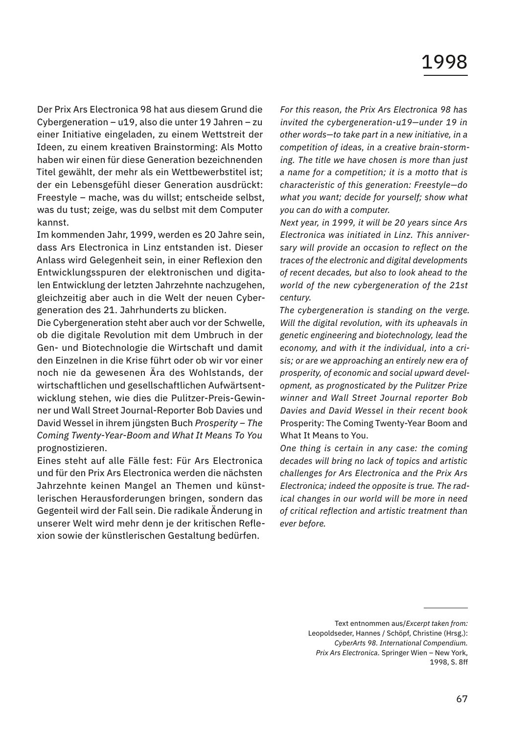# 1998

Der Prix Ars Electronica 98 hat aus diesem Grund die Cybergeneration – u19, also die unter 19 Jahren – zu einer Initiative eingeladen, zu einem Wettstreit der Ideen, zu einem kreativen Brainstorming: Als Motto haben wir einen für diese Generation bezeichnenden Titel gewählt, der mehr als ein Wettbewerbstitel ist; der ein Lebensgefühl dieser Generation ausdrückt: Freestyle – mache, was du willst; entscheide selbst, was du tust; zeige, was du selbst mit dem Computer kannst.

Im kommenden Jahr, 1999, werden es 20 Jahre sein, dass Ars Electronica in Linz entstanden ist. Dieser Anlass wird Gelegenheit sein, in einer Reflexion den Entwicklungsspuren der elektronischen und digitalen Entwicklung der letzten Jahrzehnte nachzugehen, gleichzeitig aber auch in die Welt der neuen Cybergeneration des 21. Jahrhunderts zu blicken.

Die Cybergeneration steht aber auch vor der Schwelle, ob die digitale Revolution mit dem Umbruch in der Gen- und Biotechnologie die Wirtschaft und damit den Einzelnen in die Krise führt oder ob wir vor einer noch nie da gewesenen Ära des Wohlstands, der wirtschaftlichen und gesellschaftlichen Aufwärtsentwicklung stehen, wie dies die Pulitzer-Preis-Gewinner und Wall Street Journal-Reporter Bob Davies und David Wessel in ihrem jüngsten Buch *Prosperity – The Coming Twenty-Year-Boom and What It Means To You* prognostizieren.

Eines steht auf alle Fälle fest: Für Ars Electronica und für den Prix Ars Electronica werden die nächsten Jahrzehnte keinen Mangel an Themen und künstlerischen Herausforderungen bringen, sondern das Gegenteil wird der Fall sein. Die radikale Änderung in unserer Welt wird mehr denn je der kritischen Reflexion sowie der künstlerischen Gestaltung bedürfen.

*For this reason, the Prix Ars Electronica 98 has invited the cybergeneration-u19—under 19 in other words—to take part in a new initiative, in a competition of ideas, in a creative brain-storming. The title we have chosen is more than just a name for a competition; it is a motto that is characteristic of this generation: Freestyle—do what you want; decide for yourself; show what you can do with a computer.*

*Next year, in 1999, it will be 20 years since Ars Electronica was initiated in Linz. This anniversary will provide an occasion to reflect on the traces of the electronic and digital developments of recent decades, but also to look ahead to the world of the new cybergeneration of the 21st century.*

*The cybergeneration is standing on the verge. Will the digital revolution, with its upheavals in genetic engineering and biotechnology, lead the economy, and with it the individual, into a crisis; or are we approaching an entirely new era of prosperity, of economic and social upward development, as prognosticated by the Pulitzer Prize winner and Wall Street Journal reporter Bob Davies and David Wessel in their recent book* Prosperity: The Coming Twenty-Year Boom and What It Means to You.

*One thing is certain in any case: the coming decades will bring no lack of topics and artistic challenges for Ars Electronica and the Prix Ars Electronica; indeed the opposite is true. The radical changes in our world will be more in need of critical reflection and artistic treatment than ever before.*

Text entnommen aus/*Excerpt taken from:*
Leopoldseder, Hannes / Schöpf, Christine (Hrsg.): *CyberArts 98. International Compendium. Prix Ars Electronica*. Springer Wien – New York, 1998, S. 8ff